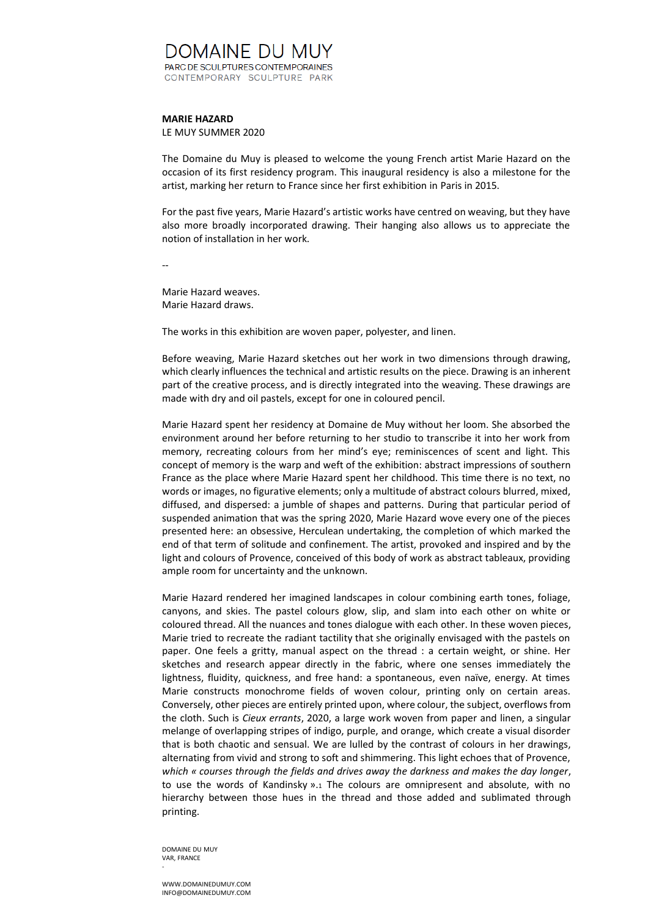# DOMAINE DU MUY

PARC DE SCULPTURES CONTEMPORAINES
CONTEMPORARY SCULPTURE PARK

**MARIE HAZARD**
LE MUY SUMMER 2020

The Domaine du Muy is pleased to welcome the young French artist Marie Hazard on the occasion of its first residency program. This inaugural residency is also a milestone for the artist, marking her return to France since her first exhibition in Paris in 2015.

For the past five years, Marie Hazard's artistic works have centred on weaving, but they have also more broadly incorporated drawing. Their hanging also allows us to appreciate the notion of installation in her work.

--

Marie Hazard weaves.
Marie Hazard draws.

The works in this exhibition are woven paper, polyester, and linen.

Before weaving, Marie Hazard sketches out her work in two dimensions through drawing, which clearly influences the technical and artistic results on the piece. Drawing is an inherent part of the creative process, and is directly integrated into the weaving. These drawings are made with dry and oil pastels, except for one in coloured pencil.

Marie Hazard spent her residency at Domaine de Muy without her loom. She absorbed the environment around her before returning to her studio to transcribe it into her work from memory, recreating colours from her mind's eye; reminiscences of scent and light. This concept of memory is the warp and weft of the exhibition: abstract impressions of southern France as the place where Marie Hazard spent her childhood. This time there is no text, no words or images, no figurative elements; only a multitude of abstract colours blurred, mixed, diffused, and dispersed: a jumble of shapes and patterns. During that particular period of suspended animation that was the spring 2020, Marie Hazard wove every one of the pieces presented here: an obsessive, Herculean undertaking, the completion of which marked the end of that term of solitude and confinement. The artist, provoked and inspired and by the light and colours of Provence, conceived of this body of work as abstract tableaux, providing ample room for uncertainty and the unknown.

Marie Hazard rendered her imagined landscapes in colour combining earth tones, foliage, canyons, and skies. The pastel colours glow, slip, and slam into each other on white or coloured thread. All the nuances and tones dialogue with each other. In these woven pieces, Marie tried to recreate the radiant tactility that she originally envisaged with the pastels on paper. One feels a gritty, manual aspect on the thread : a certain weight, or shine. Her sketches and research appear directly in the fabric, where one senses immediately the lightness, fluidity, quickness, and free hand: a spontaneous, even naïve, energy. At times Marie constructs monochrome fields of woven colour, printing only on certain areas. Conversely, other pieces are entirely printed upon, where colour, the subject, overflows from the cloth. Such is *Cieux errants*, 2020, a large work woven from paper and linen, a singular melange of overlapping stripes of indigo, purple, and orange, which create a visual disorder that is both chaotic and sensual. We are lulled by the contrast of colours in her drawings, alternating from vivid and strong to soft and shimmering. This light echoes that of Provence, *which « courses through the fields and drives away the darkness and makes the day longer*, to use the words of Kandinsky ».[1] The colours are omnipresent and absolute, with no hierarchy between those hues in the thread and those added and sublimated through printing.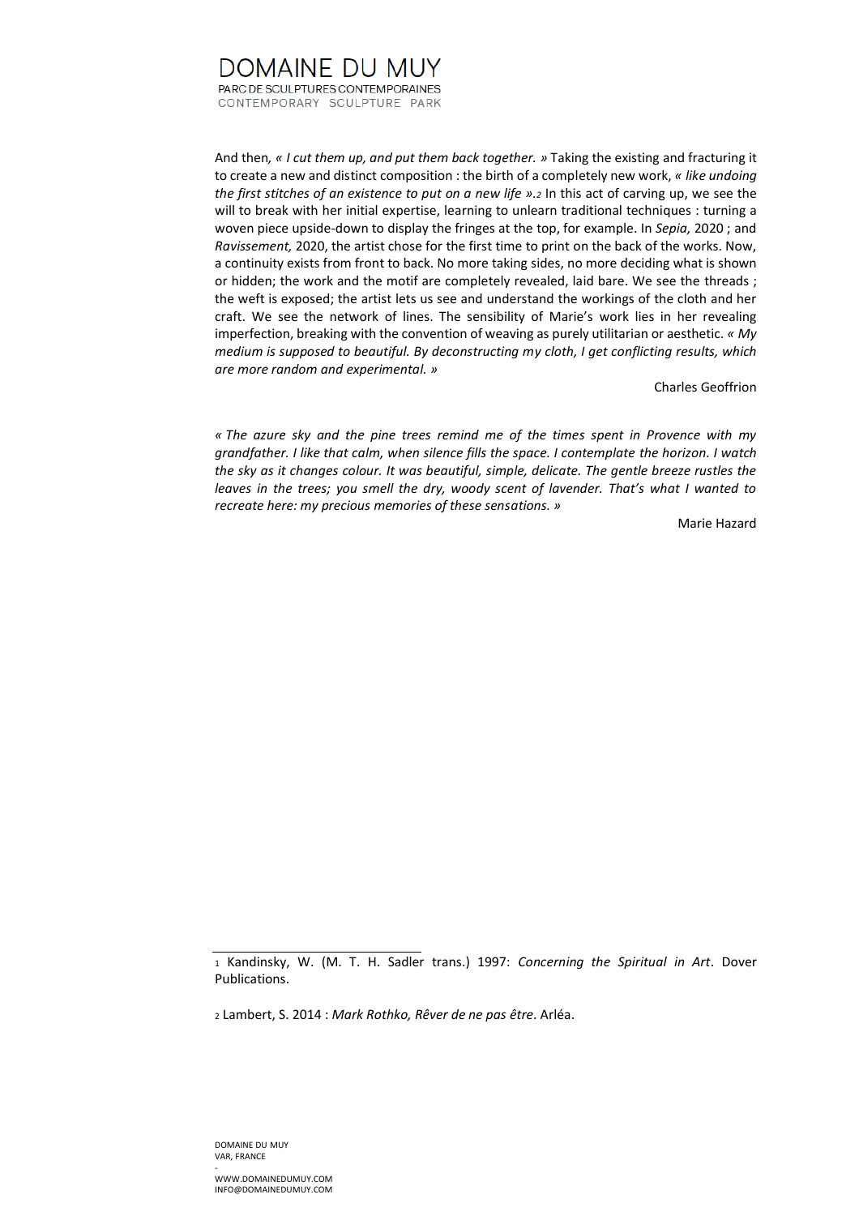And then*, « I cut them up, and put them back together. »* Taking the existing and fracturing it to create a new and distinct composition : the birth of a completely new work, *« like undoing the first stitches of an existence to put on a new life ».*[2] In this act of carving up, we see the will to break with her initial expertise, learning to unlearn traditional techniques : turning a woven piece upside-down to display the fringes at the top, for example. In *Sepia,* 2020 ; and *Ravissement,* 2020, the artist chose for the first time to print on the back of the works. Now, a continuity exists from front to back. No more taking sides, no more deciding what is shown or hidden; the work and the motif are completely revealed, laid bare. We see the threads ; the weft is exposed; the artist lets us see and understand the workings of the cloth and her craft. We see the network of lines. The sensibility of Marie's work lies in her revealing imperfection, breaking with the convention of weaving as purely utilitarian or aesthetic. *« My medium is supposed to beautiful. By deconstructing my cloth, I get conflicting results, which are more random and experimental. »*

Charles Geoffrion

*« The azure sky and the pine trees remind me of the times spent in Provence with my grandfather. I like that calm, when silence fills the space. I contemplate the horizon. I watch the sky as it changes colour. It was beautiful, simple, delicate. The gentle breeze rustles the leaves in the trees; you smell the dry, woody scent of lavender. That's what I wanted to recreate here: my precious memories of these sensations. »*

Marie Hazard

---

[1] Kandinsky, W. (M. T. H. Sadler trans.) 1997: *Concerning the Spiritual in Art*. Dover Publications.

[2] Lambert, S. 2014 : *Mark Rothko, Rêver de ne pas être*. Arléa.